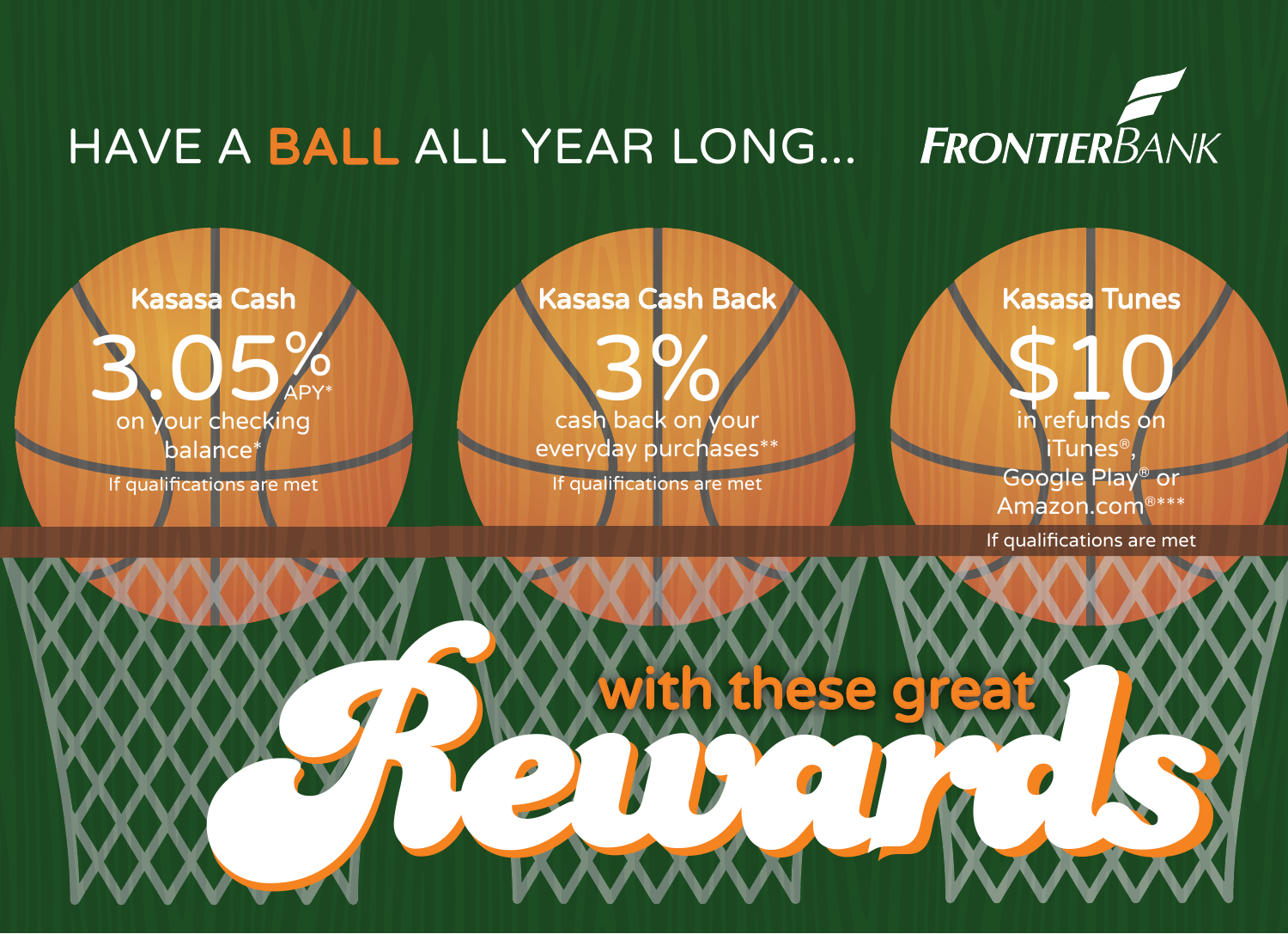# HAVE A **BALL** ALL YEAR LONG...

FRONTIERBANK

## Kasasa Cash

3.05% APY*

on your checking balance*

If qualifications are met

## Kasasa Cash Back

3%

cash back on your everyday purchases**

If qualifications are met

## Kasasa Tunes

$10

in refunds on iTunes®, Google Play® or Amazon.com®***

If qualifications are met

with these great **Rewards**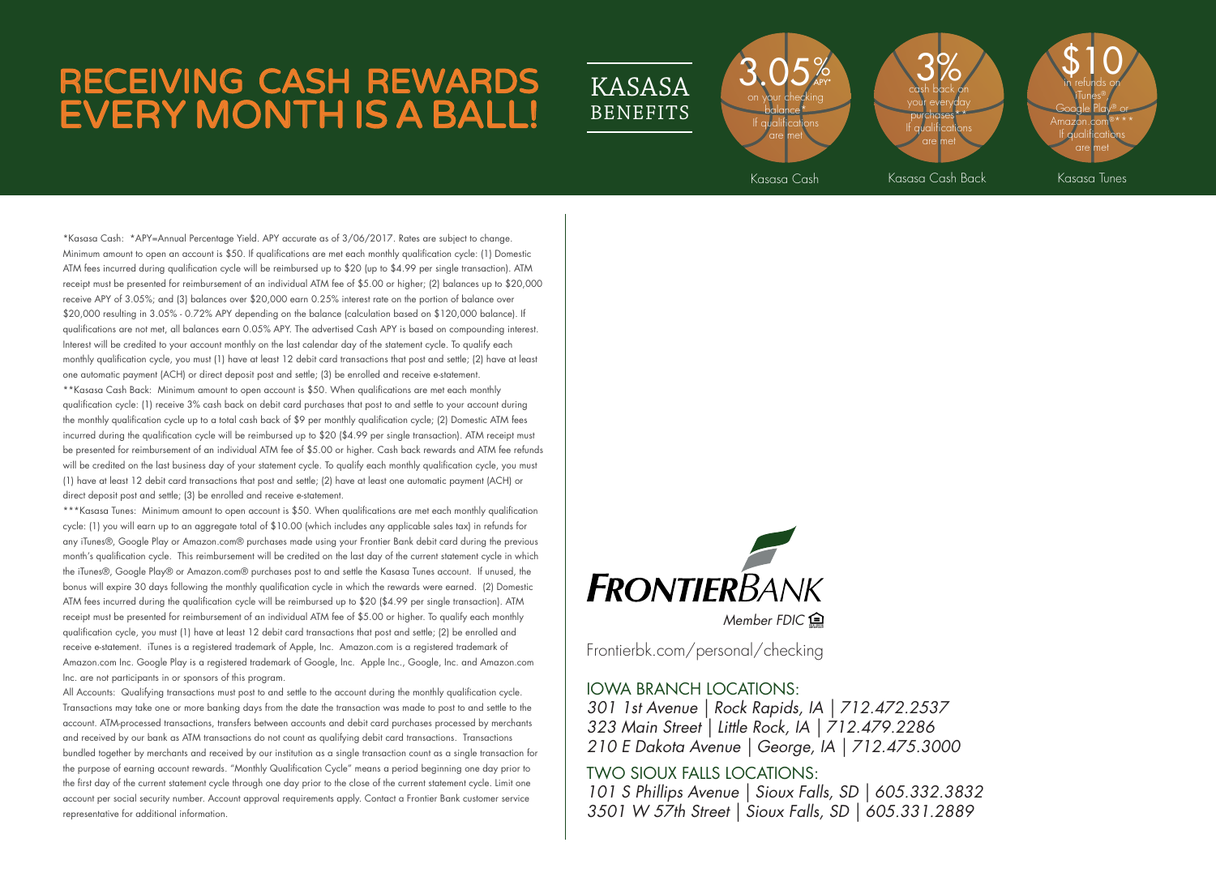# RECEIVING CASH REWARDS EVERY MONTH IS A BALL!

## KASASA BENEFITS

**3.05%** APY* on your checking balance* If qualifications are met

Kasasa Cash

**3%** cash back on your everyday purchases** If qualifications are met

Kasasa Cash Back

**$10** in refunds on iTunes®, Google Play® or Amazon.com®*** If qualifications are met

Kasasa Tunes

*Kasasa Cash: *APY=Annual Percentage Yield. APY accurate as of 3/06/2017. Rates are subject to change. Minimum amount to open an account is $50. If qualifications are met each monthly qualification cycle: (1) Domestic ATM fees incurred during qualification cycle will be reimbursed up to $20 (up to $4.99 per single transaction). ATM receipt must be presented for reimbursement of an individual ATM fee of $5.00 or higher; (2) balances up to $20,000 receive APY of 3.05%; and (3) balances over $20,000 earn 0.25% interest rate on the portion of balance over $20,000 resulting in 3.05% - 0.72% APY depending on the balance (calculation based on $120,000 balance). If qualifications are not met, all balances earn 0.05% APY. The advertised Cash APY is based on compounding interest. Interest will be credited to your account monthly on the last calendar day of the statement cycle. To qualify each monthly qualification cycle, you must (1) have at least 12 debit card transactions that post and settle; (2) have at least one automatic payment (ACH) or direct deposit post and settle; (3) be enrolled and receive e-statement.

**Kasasa Cash Back: Minimum amount to open account is $50. When qualifications are met each monthly qualification cycle: (1) receive 3% cash back on debit card purchases that post to and settle to your account during the monthly qualification cycle up to a total cash back of $9 per monthly qualification cycle; (2) Domestic ATM fees incurred during the qualification cycle will be reimbursed up to $20 ($4.99 per single transaction). ATM receipt must be presented for reimbursement of an individual ATM fee of $5.00 or higher. Cash back rewards and ATM fee refunds will be credited on the last business day of your statement cycle. To qualify each monthly qualification cycle, you must (1) have at least 12 debit card transactions that post and settle; (2) have at least one automatic payment (ACH) or direct deposit post and settle; (3) be enrolled and receive e-statement.

***Kasasa Tunes: Minimum amount to open account is $50. When qualifications are met each monthly qualification cycle: (1) you will earn up to an aggregate total of $10.00 (which includes any applicable sales tax) in refunds for any iTunes®, Google Play or Amazon.com® purchases made using your Frontier Bank debit card during the previous month's qualification cycle. This reimbursement will be credited on the last day of the current statement cycle in which the iTunes®, Google Play® or Amazon.com® purchases post to and settle the Kasasa Tunes account. If unused, the bonus will expire 30 days following the monthly qualification cycle in which the rewards were earned. (2) Domestic ATM fees incurred during the qualification cycle will be reimbursed up to $20 ($4.99 per single transaction). ATM receipt must be presented for reimbursement of an individual ATM fee of $5.00 or higher. To qualify each monthly qualification cycle, you must (1) have at least 12 debit card transactions that post and settle; (2) be enrolled and receive e-statement. iTunes is a registered trademark of Apple, Inc. Amazon.com is a registered trademark of Amazon.com Inc. Google Play is a registered trademark of Google, Inc. Apple Inc., Google, Inc. and Amazon.com Inc. are not participants in or sponsors of this program.

All Accounts: Qualifying transactions must post to and settle to the account during the monthly qualification cycle. Transactions may take one or more banking days from the date the transaction was made to post to and settle to the account. ATM-processed transactions, transfers between accounts and debit card purchases processed by merchants and received by our bank as ATM transactions do not count as qualifying debit card transactions. Transactions bundled together by merchants and received by our institution as a single transaction count as a single transaction for the purpose of earning account rewards. "Monthly Qualification Cycle" means a period beginning one day prior to the first day of the current statement cycle through one day prior to the close of the current statement cycle. Limit one account per social security number. Account approval requirements apply. Contact a Frontier Bank customer service representative for additional information.

**FRONTIERBANK**

*Member FDIC*

Frontierbk.com/personal/checking

## IOWA BRANCH LOCATIONS:

*301 1st Avenue | Rock Rapids, IA | 712.472.2537*
*323 Main Street | Little Rock, IA | 712.479.2286*
*210 E Dakota Avenue | George, IA | 712.475.3000*

## TWO SIOUX FALLS LOCATIONS:

*101 S Phillips Avenue | Sioux Falls, SD | 605.332.3832*
*3501 W 57th Street | Sioux Falls, SD | 605.331.2889*